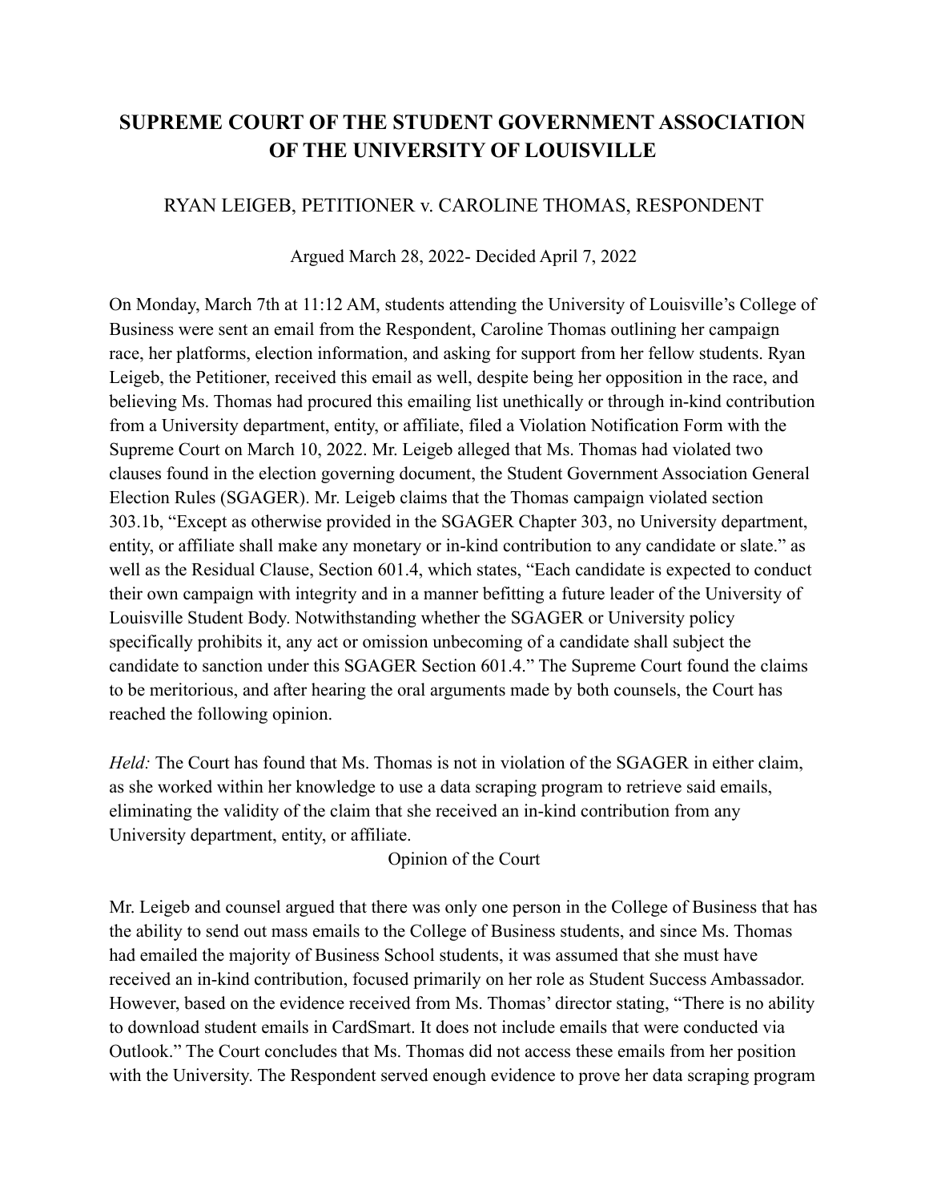# SUPREME COURT OF THE STUDENT GOVERNMENT ASSOCIATION OF THE UNIVERSITY OF LOUISVILLE

RYAN LEIGEB, PETITIONER v. CAROLINE THOMAS, RESPONDENT

Argued March 28, 2022- Decided April 7, 2022

On Monday, March 7th at 11:12 AM, students attending the University of Louisville's College of Business were sent an email from the Respondent, Caroline Thomas outlining her campaign race, her platforms, election information, and asking for support from her fellow students. Ryan Leigeb, the Petitioner, received this email as well, despite being her opposition in the race, and believing Ms. Thomas had procured this emailing list unethically or through in-kind contribution from a University department, entity, or affiliate, filed a Violation Notification Form with the Supreme Court on March 10, 2022. Mr. Leigeb alleged that Ms. Thomas had violated two clauses found in the election governing document, the Student Government Association General Election Rules (SGAGER). Mr. Leigeb claims that the Thomas campaign violated section 303.1b, "Except as otherwise provided in the SGAGER Chapter 303, no University department, entity, or affiliate shall make any monetary or in-kind contribution to any candidate or slate." as well as the Residual Clause, Section 601.4, which states, "Each candidate is expected to conduct their own campaign with integrity and in a manner befitting a future leader of the University of Louisville Student Body. Notwithstanding whether the SGAGER or University policy specifically prohibits it, any act or omission unbecoming of a candidate shall subject the candidate to sanction under this SGAGER Section 601.4." The Supreme Court found the claims to be meritorious, and after hearing the oral arguments made by both counsels, the Court has reached the following opinion.

*Held:* The Court has found that Ms. Thomas is not in violation of the SGAGER in either claim, as she worked within her knowledge to use a data scraping program to retrieve said emails, eliminating the validity of the claim that she received an in-kind contribution from any University department, entity, or affiliate.

Opinion of the Court

Mr. Leigeb and counsel argued that there was only one person in the College of Business that has the ability to send out mass emails to the College of Business students, and since Ms. Thomas had emailed the majority of Business School students, it was assumed that she must have received an in-kind contribution, focused primarily on her role as Student Success Ambassador. However, based on the evidence received from Ms. Thomas' director stating, "There is no ability to download student emails in CardSmart. It does not include emails that were conducted via Outlook." The Court concludes that Ms. Thomas did not access these emails from her position with the University. The Respondent served enough evidence to prove her data scraping program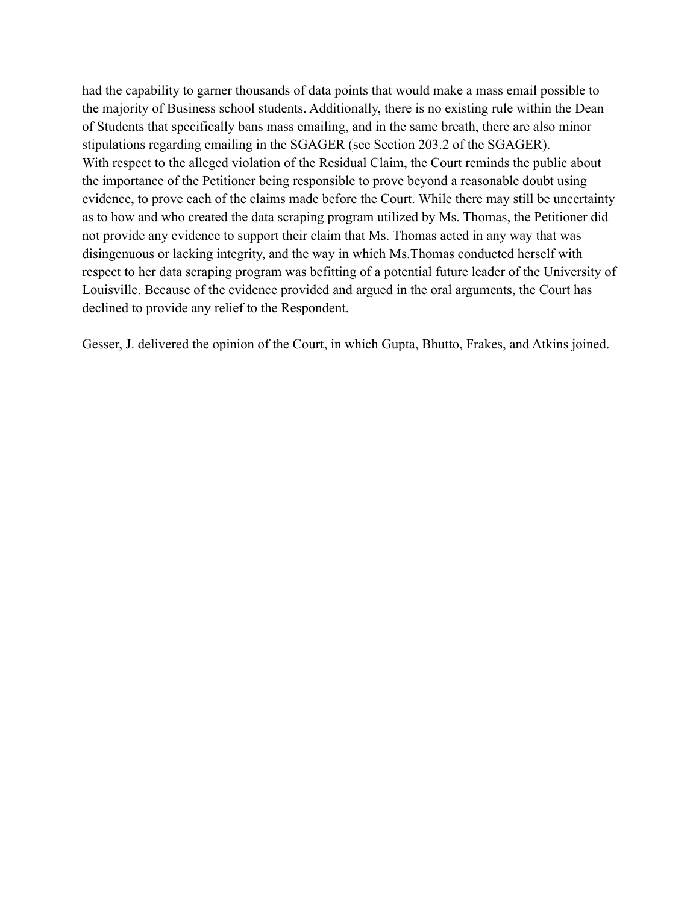had the capability to garner thousands of data points that would make a mass email possible to the majority of Business school students. Additionally, there is no existing rule within the Dean of Students that specifically bans mass emailing, and in the same breath, there are also minor stipulations regarding emailing in the SGAGER (see Section 203.2 of the SGAGER).

With respect to the alleged violation of the Residual Claim, the Court reminds the public about the importance of the Petitioner being responsible to prove beyond a reasonable doubt using evidence, to prove each of the claims made before the Court. While there may still be uncertainty as to how and who created the data scraping program utilized by Ms. Thomas, the Petitioner did not provide any evidence to support their claim that Ms. Thomas acted in any way that was disingenuous or lacking integrity, and the way in which Ms.Thomas conducted herself with respect to her data scraping program was befitting of a potential future leader of the University of Louisville. Because of the evidence provided and argued in the oral arguments, the Court has declined to provide any relief to the Respondent.

Gesser, J. delivered the opinion of the Court, in which Gupta, Bhutto, Frakes, and Atkins joined.